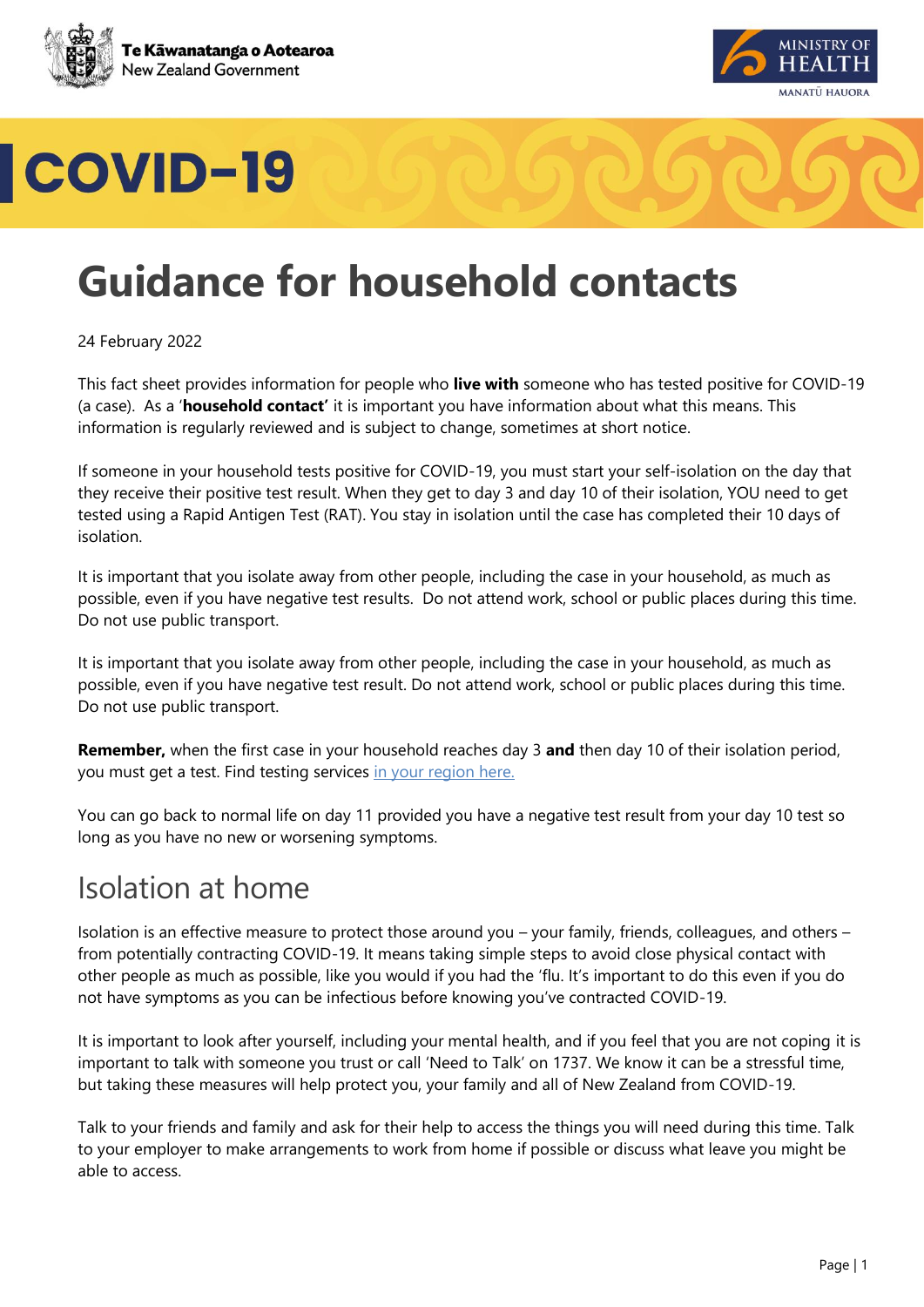Te Kāwanatanga o Aotearoa
New Zealand Government

MINISTRY OF HEALTH
MANATŪ HAUORA

# COVID-19

# Guidance for household contacts

24 February 2022

This fact sheet provides information for people who **live with** someone who has tested positive for COVID-19 (a case). As a '**household contact'** it is important you have information about what this means. This information is regularly reviewed and is subject to change, sometimes at short notice.

If someone in your household tests positive for COVID-19, you must start your self-isolation on the day that they receive their positive test result. When they get to day 3 and day 10 of their isolation, YOU need to get tested using a Rapid Antigen Test (RAT). You stay in isolation until the case has completed their 10 days of isolation.

It is important that you isolate away from other people, including the case in your household, as much as possible, even if you have negative test results. Do not attend work, school or public places during this time. Do not use public transport.

It is important that you isolate away from other people, including the case in your household, as much as possible, even if you have negative test result. Do not attend work, school or public places during this time. Do not use public transport.

**Remember,** when the first case in your household reaches day 3 **and** then day 10 of their isolation period, you must get a test. Find testing services in your region here.

You can go back to normal life on day 11 provided you have a negative test result from your day 10 test so long as you have no new or worsening symptoms.

## Isolation at home

Isolation is an effective measure to protect those around you – your family, friends, colleagues, and others – from potentially contracting COVID-19. It means taking simple steps to avoid close physical contact with other people as much as possible, like you would if you had the 'flu. It's important to do this even if you do not have symptoms as you can be infectious before knowing you've contracted COVID-19.

It is important to look after yourself, including your mental health, and if you feel that you are not coping it is important to talk with someone you trust or call 'Need to Talk' on 1737. We know it can be a stressful time, but taking these measures will help protect you, your family and all of New Zealand from COVID-19.

Talk to your friends and family and ask for their help to access the things you will need during this time. Talk to your employer to make arrangements to work from home if possible or discuss what leave you might be able to access.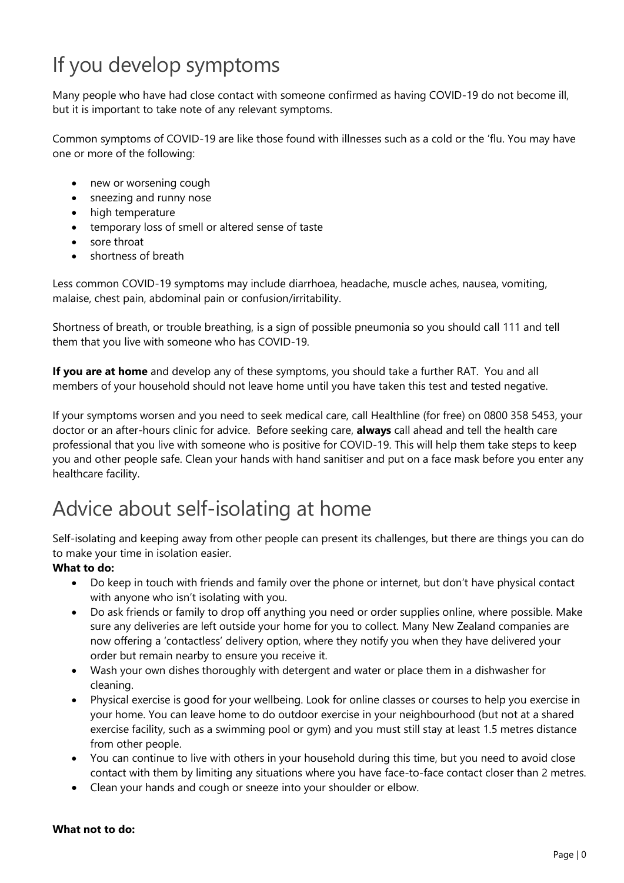# If you develop symptoms

Many people who have had close contact with someone confirmed as having COVID-19 do not become ill, but it is important to take note of any relevant symptoms.

Common symptoms of COVID-19 are like those found with illnesses such as a cold or the 'flu. You may have one or more of the following:

- new or worsening cough
- sneezing and runny nose
- high temperature
- temporary loss of smell or altered sense of taste
- sore throat
- shortness of breath

Less common COVID-19 symptoms may include diarrhoea, headache, muscle aches, nausea, vomiting, malaise, chest pain, abdominal pain or confusion/irritability.

Shortness of breath, or trouble breathing, is a sign of possible pneumonia so you should call 111 and tell them that you live with someone who has COVID-19.

**If you are at home** and develop any of these symptoms, you should take a further RAT. You and all members of your household should not leave home until you have taken this test and tested negative.

If your symptoms worsen and you need to seek medical care, call Healthline (for free) on 0800 358 5453, your doctor or an after-hours clinic for advice. Before seeking care, **always** call ahead and tell the health care professional that you live with someone who is positive for COVID-19. This will help them take steps to keep you and other people safe. Clean your hands with hand sanitiser and put on a face mask before you enter any healthcare facility.

# Advice about self-isolating at home

Self-isolating and keeping away from other people can present its challenges, but there are things you can do to make your time in isolation easier.

**What to do:**

- Do keep in touch with friends and family over the phone or internet, but don't have physical contact with anyone who isn't isolating with you.
- Do ask friends or family to drop off anything you need or order supplies online, where possible. Make sure any deliveries are left outside your home for you to collect. Many New Zealand companies are now offering a 'contactless' delivery option, where they notify you when they have delivered your order but remain nearby to ensure you receive it.
- Wash your own dishes thoroughly with detergent and water or place them in a dishwasher for cleaning.
- Physical exercise is good for your wellbeing. Look for online classes or courses to help you exercise in your home. You can leave home to do outdoor exercise in your neighbourhood (but not at a shared exercise facility, such as a swimming pool or gym) and you must still stay at least 1.5 metres distance from other people.
- You can continue to live with others in your household during this time, but you need to avoid close contact with them by limiting any situations where you have face-to-face contact closer than 2 metres.
- Clean your hands and cough or sneeze into your shoulder or elbow.

**What not to do:**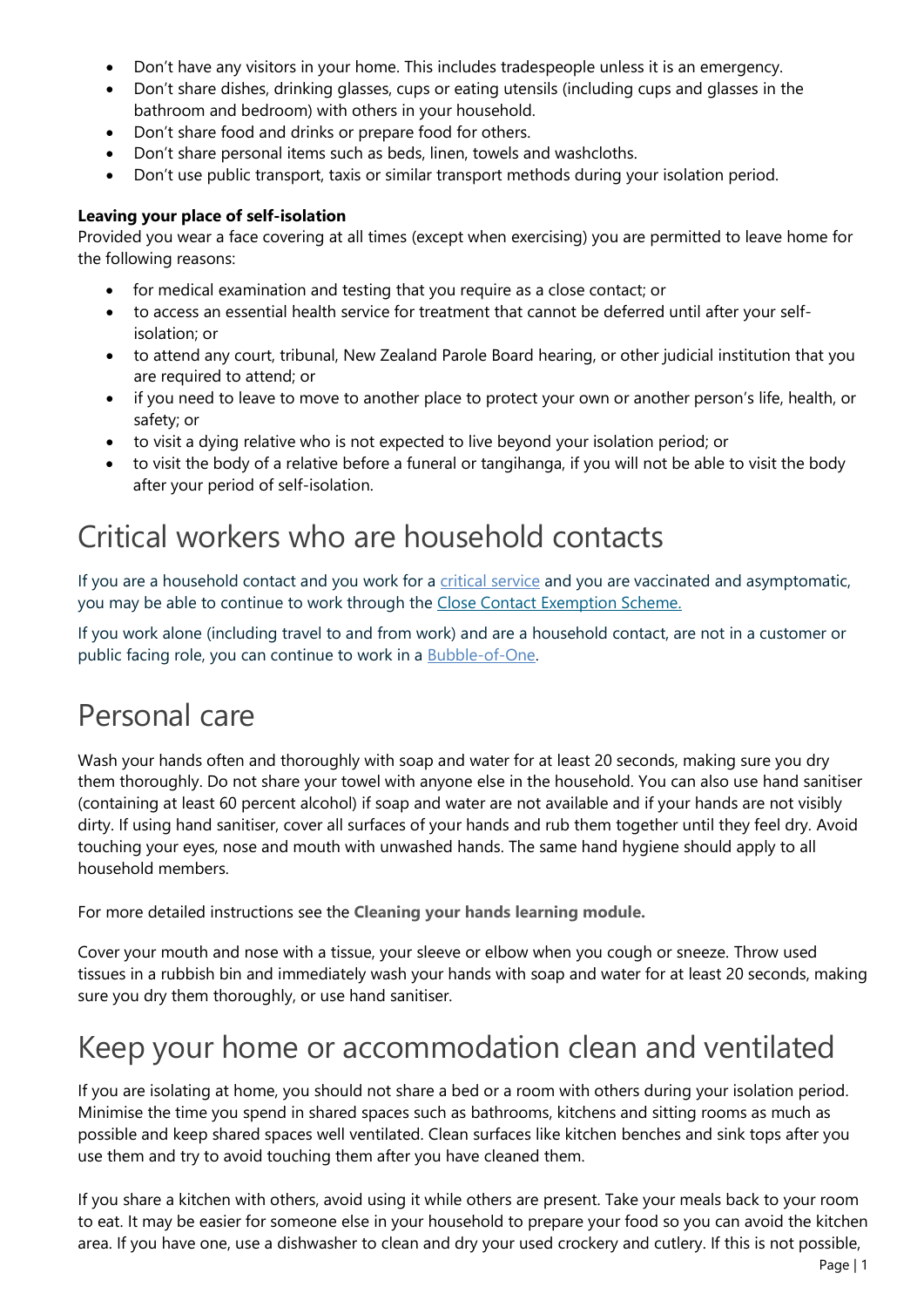- Don't have any visitors in your home. This includes tradespeople unless it is an emergency.
- Don't share dishes, drinking glasses, cups or eating utensils (including cups and glasses in the bathroom and bedroom) with others in your household.
- Don't share food and drinks or prepare food for others.
- Don't share personal items such as beds, linen, towels and washcloths.
- Don't use public transport, taxis or similar transport methods during your isolation period.

**Leaving your place of self-isolation**

Provided you wear a face covering at all times (except when exercising) you are permitted to leave home for the following reasons:

- for medical examination and testing that you require as a close contact; or
- to access an essential health service for treatment that cannot be deferred until after your self-isolation; or
- to attend any court, tribunal, New Zealand Parole Board hearing, or other judicial institution that you are required to attend; or
- if you need to leave to move to another place to protect your own or another person's life, health, or safety; or
- to visit a dying relative who is not expected to live beyond your isolation period; or
- to visit the body of a relative before a funeral or tangihanga, if you will not be able to visit the body after your period of self-isolation.

# Critical workers who are household contacts

If you are a household contact and you work for a [critical service](#) and you are vaccinated and asymptomatic, you may be able to continue to work through the [Close Contact Exemption Scheme.](#)

If you work alone (including travel to and from work) and are a household contact, are not in a customer or public facing role, you can continue to work in a [Bubble-of-One](#).

# Personal care

Wash your hands often and thoroughly with soap and water for at least 20 seconds, making sure you dry them thoroughly. Do not share your towel with anyone else in the household. You can also use hand sanitiser (containing at least 60 percent alcohol) if soap and water are not available and if your hands are not visibly dirty. If using hand sanitiser, cover all surfaces of your hands and rub them together until they feel dry. Avoid touching your eyes, nose and mouth with unwashed hands. The same hand hygiene should apply to all household members.

For more detailed instructions see the **Cleaning your hands learning module.**

Cover your mouth and nose with a tissue, your sleeve or elbow when you cough or sneeze. Throw used tissues in a rubbish bin and immediately wash your hands with soap and water for at least 20 seconds, making sure you dry them thoroughly, or use hand sanitiser.

# Keep your home or accommodation clean and ventilated

If you are isolating at home, you should not share a bed or a room with others during your isolation period. Minimise the time you spend in shared spaces such as bathrooms, kitchens and sitting rooms as much as possible and keep shared spaces well ventilated. Clean surfaces like kitchen benches and sink tops after you use them and try to avoid touching them after you have cleaned them.

If you share a kitchen with others, avoid using it while others are present. Take your meals back to your room to eat. It may be easier for someone else in your household to prepare your food so you can avoid the kitchen area. If you have one, use a dishwasher to clean and dry your used crockery and cutlery. If this is not possible,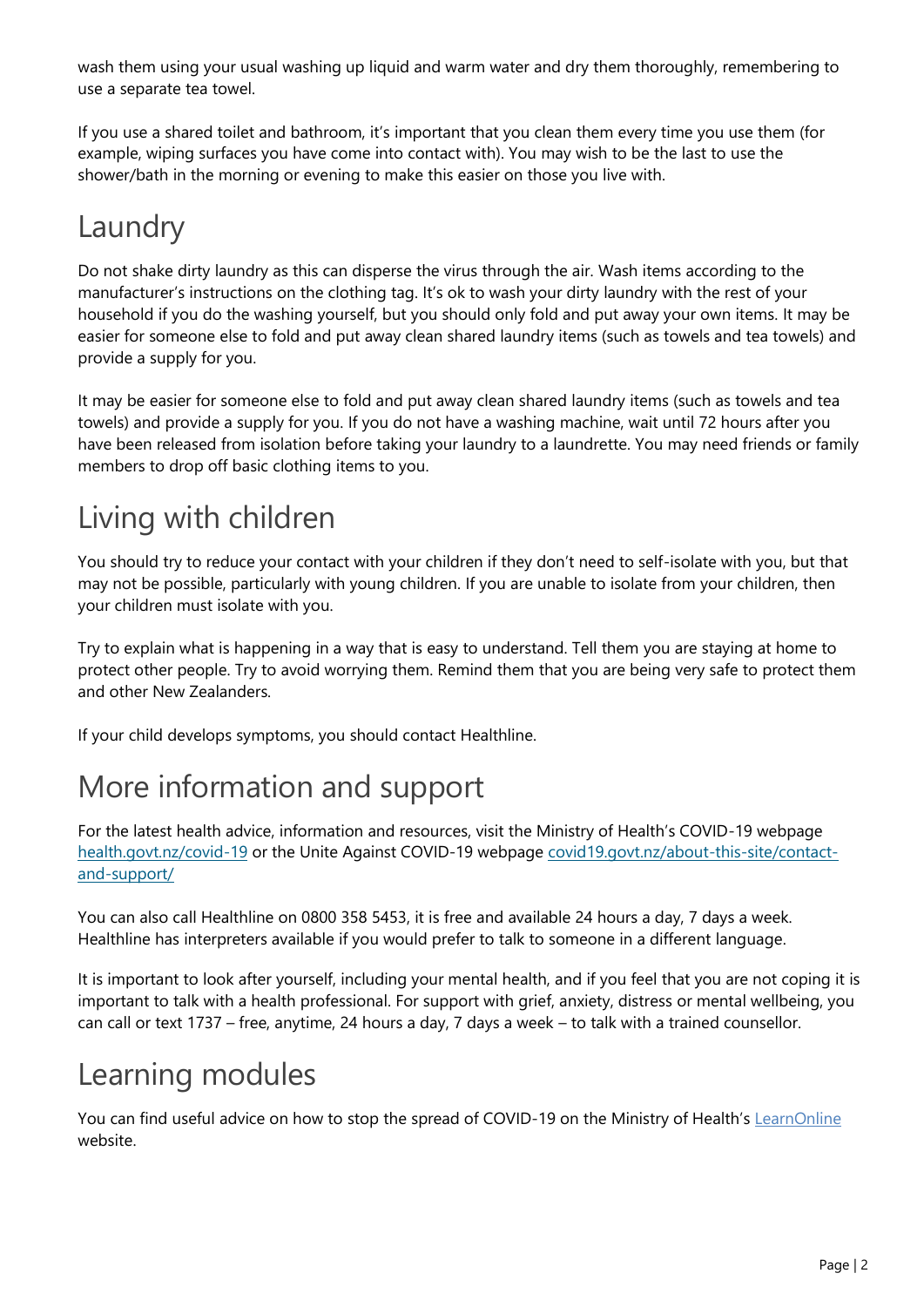wash them using your usual washing up liquid and warm water and dry them thoroughly, remembering to use a separate tea towel.

If you use a shared toilet and bathroom, it's important that you clean them every time you use them (for example, wiping surfaces you have come into contact with). You may wish to be the last to use the shower/bath in the morning or evening to make this easier on those you live with.

## Laundry

Do not shake dirty laundry as this can disperse the virus through the air. Wash items according to the manufacturer's instructions on the clothing tag. It's ok to wash your dirty laundry with the rest of your household if you do the washing yourself, but you should only fold and put away your own items. It may be easier for someone else to fold and put away clean shared laundry items (such as towels and tea towels) and provide a supply for you.

It may be easier for someone else to fold and put away clean shared laundry items (such as towels and tea towels) and provide a supply for you. If you do not have a washing machine, wait until 72 hours after you have been released from isolation before taking your laundry to a laundrette. You may need friends or family members to drop off basic clothing items to you.

## Living with children

You should try to reduce your contact with your children if they don't need to self-isolate with you, but that may not be possible, particularly with young children. If you are unable to isolate from your children, then your children must isolate with you.

Try to explain what is happening in a way that is easy to understand. Tell them you are staying at home to protect other people. Try to avoid worrying them. Remind them that you are being very safe to protect them and other New Zealanders.

If your child develops symptoms, you should contact Healthline.

## More information and support

For the latest health advice, information and resources, visit the Ministry of Health's COVID-19 webpage [health.govt.nz/covid-19](health.govt.nz/covid-19) or the Unite Against COVID-19 webpage [covid19.govt.nz/about-this-site/contact-and-support/](covid19.govt.nz/about-this-site/contact-and-support/)

You can also call Healthline on 0800 358 5453, it is free and available 24 hours a day, 7 days a week. Healthline has interpreters available if you would prefer to talk to someone in a different language.

It is important to look after yourself, including your mental health, and if you feel that you are not coping it is important to talk with a health professional. For support with grief, anxiety, distress or mental wellbeing, you can call or text 1737 – free, anytime, 24 hours a day, 7 days a week – to talk with a trained counsellor.

## Learning modules

You can find useful advice on how to stop the spread of COVID-19 on the Ministry of Health's LearnOnline website.